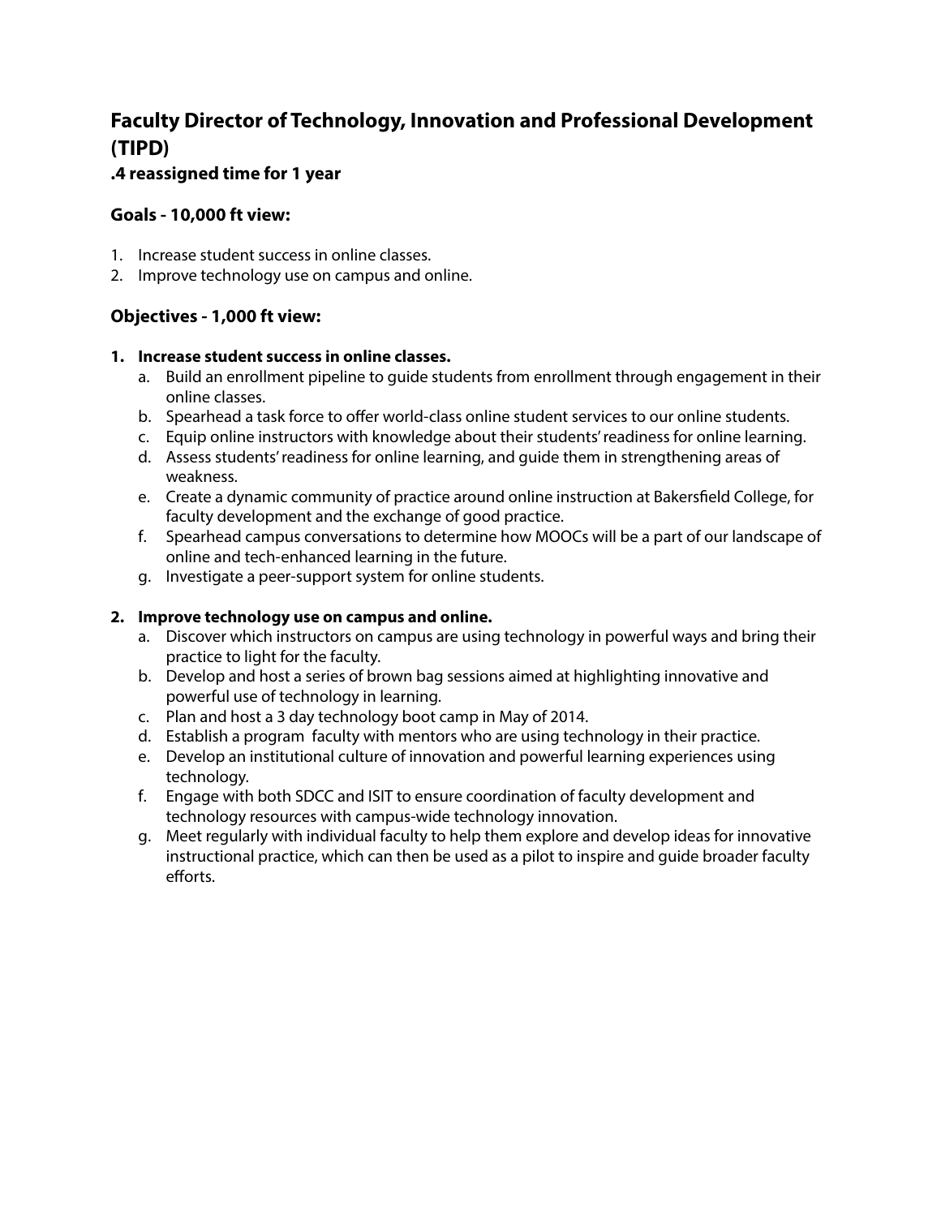# Faculty Director of Technology, Innovation and Professional Development (TIPD)

### .4 reassigned time for 1 year

## Goals - 10,000 ft view:

1. Increase student success in online classes.
2. Improve technology use on campus and online.

## Objectives - 1,000 ft view:

1. **Increase student success in online classes.**
   a. Build an enrollment pipeline to guide students from enrollment through engagement in their online classes.
   b. Spearhead a task force to offer world-class online student services to our online students.
   c. Equip online instructors with knowledge about their students' readiness for online learning.
   d. Assess students' readiness for online learning, and guide them in strengthening areas of weakness.
   e. Create a dynamic community of practice around online instruction at Bakersfield College, for faculty development and the exchange of good practice.
   f. Spearhead campus conversations to determine how MOOCs will be a part of our landscape of online and tech-enhanced learning in the future.
   g. Investigate a peer-support system for online students.

2. **Improve technology use on campus and online.**
   a. Discover which instructors on campus are using technology in powerful ways and bring their practice to light for the faculty.
   b. Develop and host a series of brown bag sessions aimed at highlighting innovative and powerful use of technology in learning.
   c. Plan and host a 3 day technology boot camp in May of 2014.
   d. Establish a program faculty with mentors who are using technology in their practice.
   e. Develop an institutional culture of innovation and powerful learning experiences using technology.
   f. Engage with both SDCC and ISIT to ensure coordination of faculty development and technology resources with campus-wide technology innovation.
   g. Meet regularly with individual faculty to help them explore and develop ideas for innovative instructional practice, which can then be used as a pilot to inspire and guide broader faculty efforts.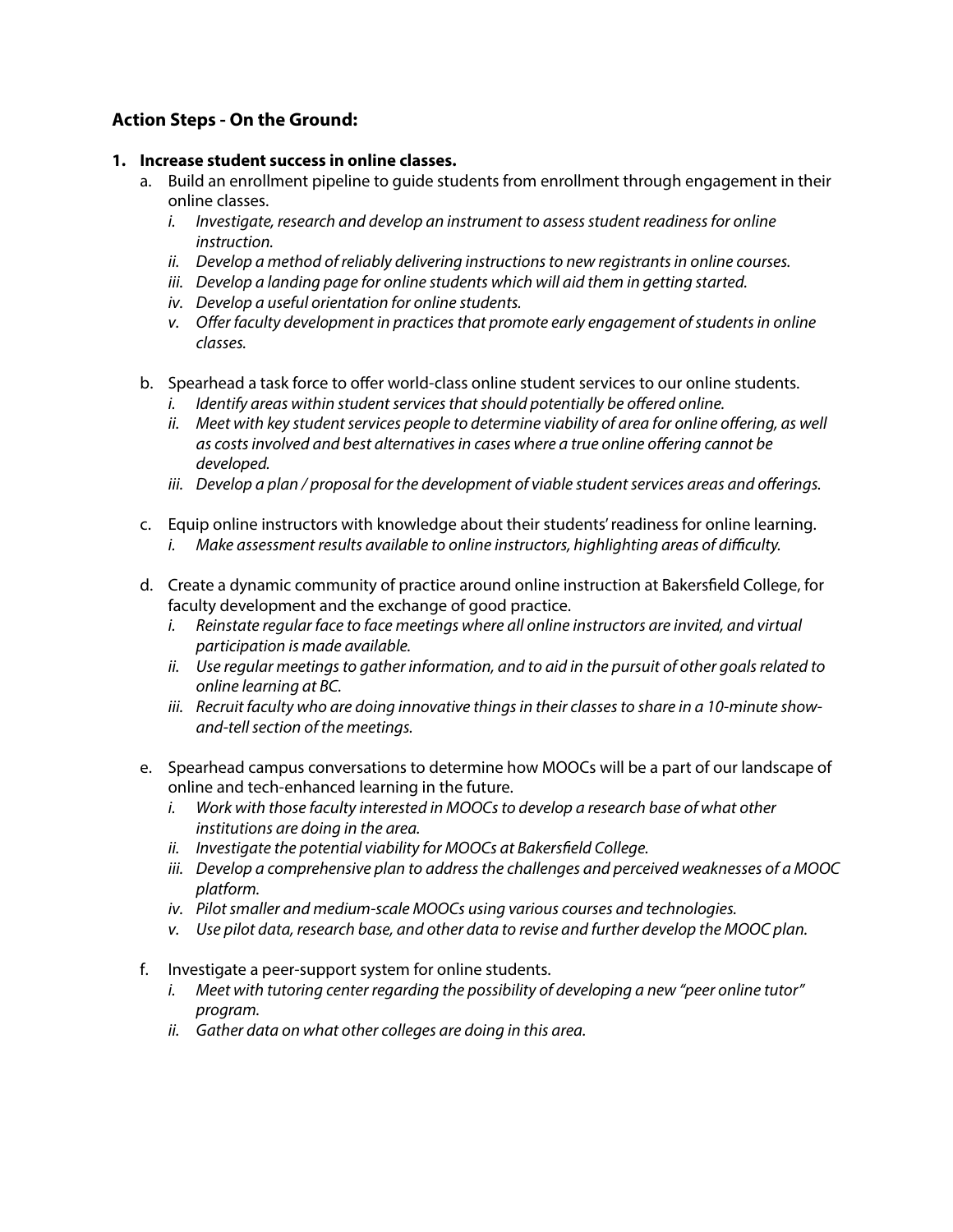### Action Steps - On the Ground:

1. **Increase student success in online classes.**
   a. Build an enrollment pipeline to guide students from enrollment through engagement in their online classes.
      i. *Investigate, research and develop an instrument to assess student readiness for online instruction.*
      ii. *Develop a method of reliably delivering instructions to new registrants in online courses.*
      iii. *Develop a landing page for online students which will aid them in getting started.*
      iv. *Develop a useful orientation for online students.*
      v. *Offer faculty development in practices that promote early engagement of students in online classes.*

   b. Spearhead a task force to offer world-class online student services to our online students.
      i. *Identify areas within student services that should potentially be offered online.*
      ii. *Meet with key student services people to determine viability of area for online offering, as well as costs involved and best alternatives in cases where a true online offering cannot be developed.*
      iii. *Develop a plan / proposal for the development of viable student services areas and offerings.*

   c. Equip online instructors with knowledge about their students' readiness for online learning.
      i. *Make assessment results available to online instructors, highlighting areas of difficulty.*

   d. Create a dynamic community of practice around online instruction at Bakersfield College, for faculty development and the exchange of good practice.
      i. *Reinstate regular face to face meetings where all online instructors are invited, and virtual participation is made available.*
      ii. *Use regular meetings to gather information, and to aid in the pursuit of other goals related to online learning at BC.*
      iii. *Recruit faculty who are doing innovative things in their classes to share in a 10-minute show-and-tell section of the meetings.*

   e. Spearhead campus conversations to determine how MOOCs will be a part of our landscape of online and tech-enhanced learning in the future.
      i. *Work with those faculty interested in MOOCs to develop a research base of what other institutions are doing in the area.*
      ii. *Investigate the potential viability for MOOCs at Bakersfield College.*
      iii. *Develop a comprehensive plan to address the challenges and perceived weaknesses of a MOOC platform.*
      iv. *Pilot smaller and medium-scale MOOCs using various courses and technologies.*
      v. *Use pilot data, research base, and other data to revise and further develop the MOOC plan.*

   f. Investigate a peer-support system for online students.
      i. *Meet with tutoring center regarding the possibility of developing a new "peer online tutor" program.*
      ii. *Gather data on what other colleges are doing in this area.*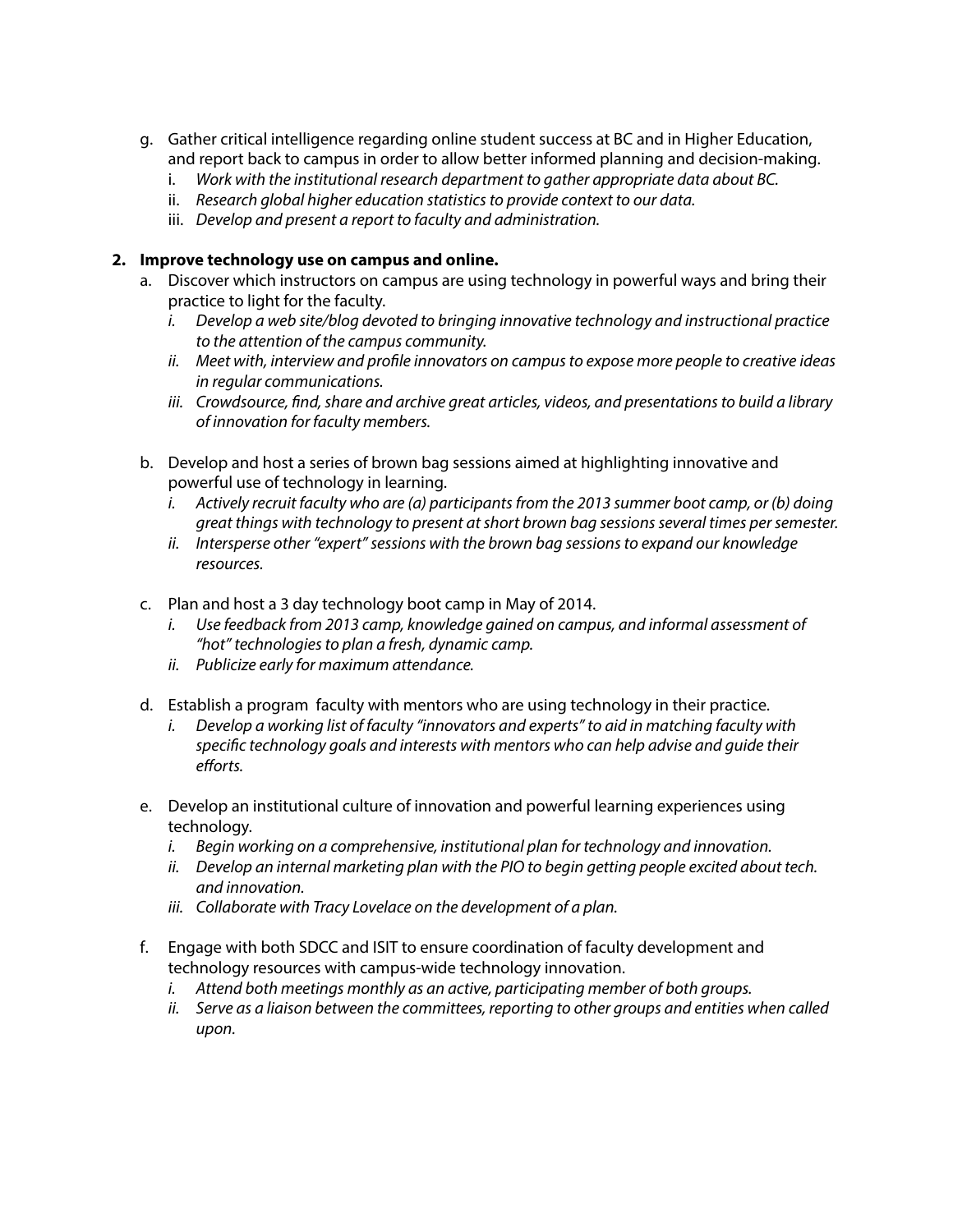g. Gather critical intelligence regarding online student success at BC and in Higher Education, and report back to campus in order to allow better informed planning and decision-making.
   i. *Work with the institutional research department to gather appropriate data about BC.*
   ii. *Research global higher education statistics to provide context to our data.*
   iii. *Develop and present a report to faculty and administration.*

**2. Improve technology use on campus and online.**

a. Discover which instructors on campus are using technology in powerful ways and bring their practice to light for the faculty.
   i. *Develop a web site/blog devoted to bringing innovative technology and instructional practice to the attention of the campus community.*
   ii. *Meet with, interview and profile innovators on campus to expose more people to creative ideas in regular communications.*
   iii. *Crowdsource, find, share and archive great articles, videos, and presentations to build a library of innovation for faculty members.*

b. Develop and host a series of brown bag sessions aimed at highlighting innovative and powerful use of technology in learning.
   i. *Actively recruit faculty who are (a) participants from the 2013 summer boot camp, or (b) doing great things with technology to present at short brown bag sessions several times per semester.*
   ii. *Intersperse other "expert" sessions with the brown bag sessions to expand our knowledge resources.*

c. Plan and host a 3 day technology boot camp in May of 2014.
   i. *Use feedback from 2013 camp, knowledge gained on campus, and informal assessment of "hot" technologies to plan a fresh, dynamic camp.*
   ii. *Publicize early for maximum attendance.*

d. Establish a program faculty with mentors who are using technology in their practice.
   i. *Develop a working list of faculty "innovators and experts" to aid in matching faculty with specific technology goals and interests with mentors who can help advise and guide their efforts.*

e. Develop an institutional culture of innovation and powerful learning experiences using technology.
   i. *Begin working on a comprehensive, institutional plan for technology and innovation.*
   ii. *Develop an internal marketing plan with the PIO to begin getting people excited about tech. and innovation.*
   iii. *Collaborate with Tracy Lovelace on the development of a plan.*

f. Engage with both SDCC and ISIT to ensure coordination of faculty development and technology resources with campus-wide technology innovation.
   i. *Attend both meetings monthly as an active, participating member of both groups.*
   ii. *Serve as a liaison between the committees, reporting to other groups and entities when called upon.*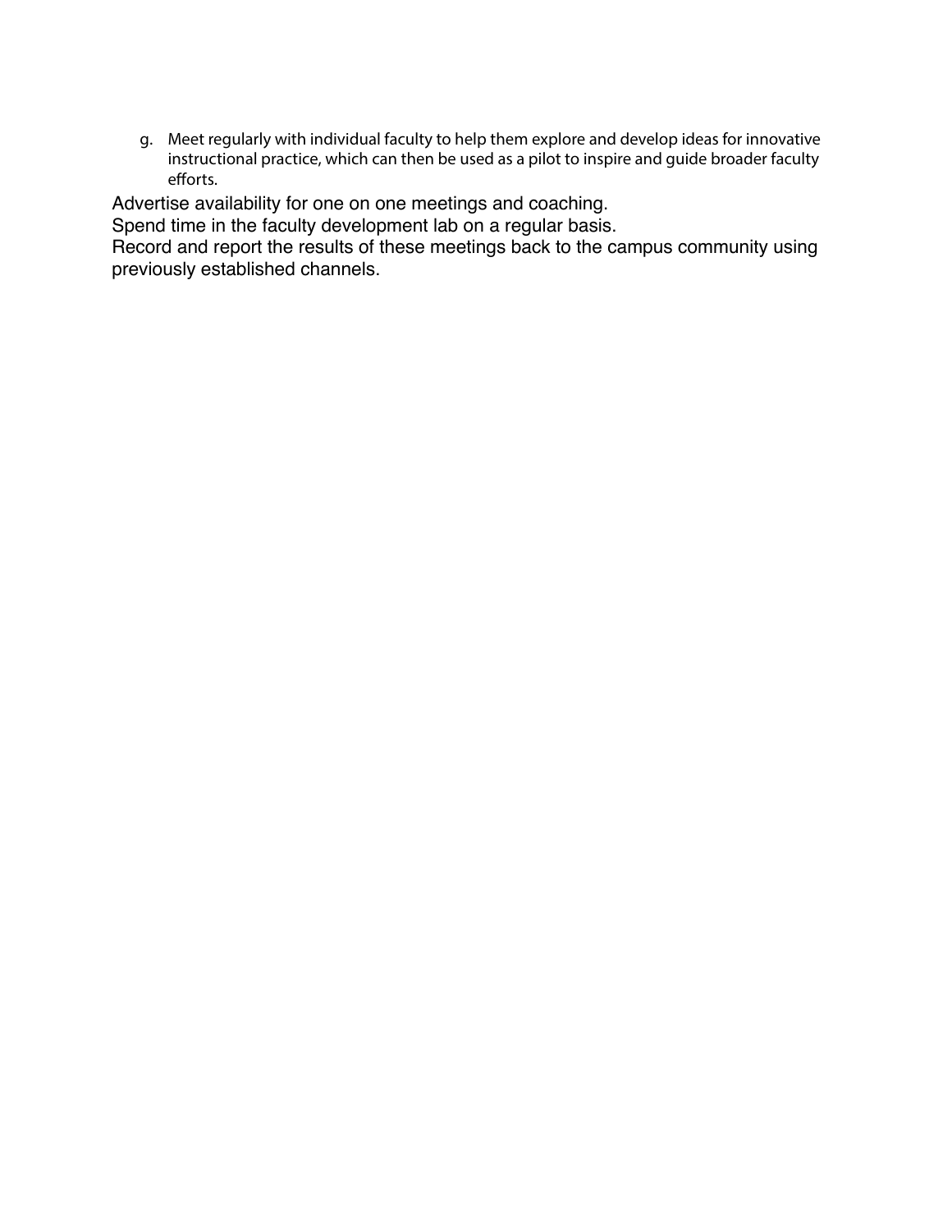g. Meet regularly with individual faculty to help them explore and develop ideas for innovative instructional practice, which can then be used as a pilot to inspire and guide broader faculty efforts.

Advertise availability for one on one meetings and coaching.
Spend time in the faculty development lab on a regular basis.
Record and report the results of these meetings back to the campus community using previously established channels.